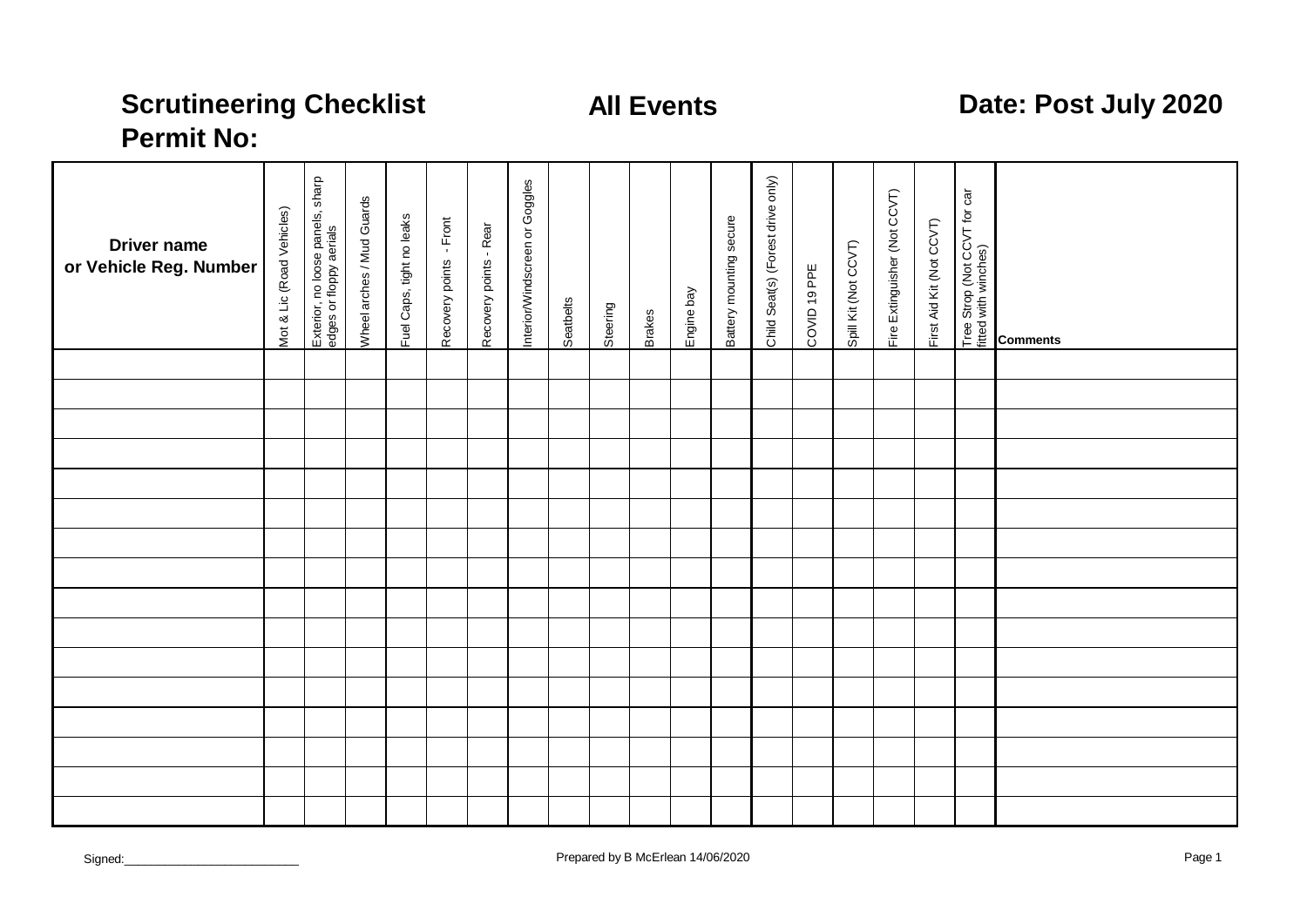# Scrutineering Checklist

# All Events

# Date: Post July 2020

## Permit No:

| Driver name or Vehicle Reg. Number | Mot & Lic (Road Vehicles) | Exterior, no loose panels, sharp edges or floppy aerials | Wheel arches / Mud Guards | Fuel Caps, tight no leaks | Recovery points - Front | Recovery points - Rear | Interior/Windscreen or Goggles | Seatbelts | Steering | Brakes | Engine bay | Battery mounting secure | Child Seat(s) (Forest drive only) | COVID 19 PPE | Spill Kit (Not CCVT) | Fire Extinguisher (Not CCVT) | First Aid Kit (Not CCVT) | Tree Strop (Not CCVT for car fitted with winches) | Comments |
|---|---|---|---|---|---|---|---|---|---|---|---|---|---|---|---|---|---|---|---|
| | | | | | | | | | | | | | | | | | | | |
| | | | | | | | | | | | | | | | | | | | |
| | | | | | | | | | | | | | | | | | | | |
| | | | | | | | | | | | | | | | | | | | |
| | | | | | | | | | | | | | | | | | | | |
| | | | | | | | | | | | | | | | | | | | |
| | | | | | | | | | | | | | | | | | | | |
| | | | | | | | | | | | | | | | | | | | |
| | | | | | | | | | | | | | | | | | | | |
| | | | | | | | | | | | | | | | | | | | |
| | | | | | | | | | | | | | | | | | | | |
| | | | | | | | | | | | | | | | | | | | |
| | | | | | | | | | | | | | | | | | | | |
| | | | | | | | | | | | | | | | | | | | |
| | | | | | | | | | | | | | | | | | | | |
| | | | | | | | | | | | | | | | | | | | |

Signed:___________________________

Prepared by B McErlean 14/06/2020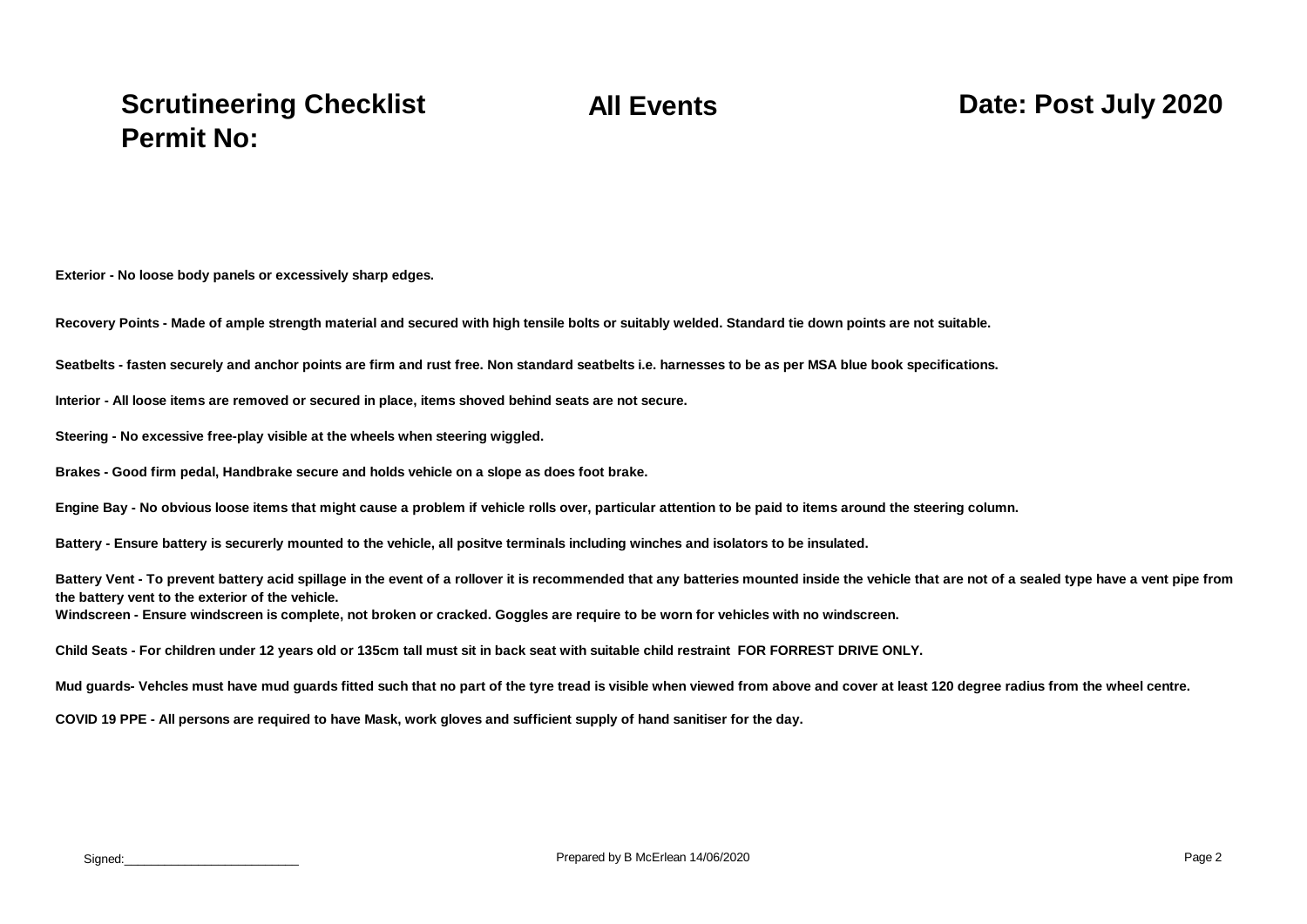# Scrutineering Checklist — All Events — Date: Post July 2020

**Permit No:**

**Exterior - No loose body panels or excessively sharp edges.**

**Recovery Points - Made of ample strength material and secured with high tensile bolts or suitably welded. Standard tie down points are not suitable.**

**Seatbelts - fasten securely and anchor points are firm and rust free. Non standard seatbelts i.e. harnesses to be as per MSA blue book specifications.**

**Interior - All loose items are removed or secured in place, items shoved behind seats are not secure.**

**Steering - No excessive free-play visible at the wheels when steering wiggled.**

**Brakes - Good firm pedal, Handbrake secure and holds vehicle on a slope as does foot brake.**

**Engine Bay - No obvious loose items that might cause a problem if vehicle rolls over, particular attention to be paid to items around the steering column.**

**Battery - Ensure battery is securerly mounted to the vehicle, all positve terminals including winches and isolators to be insulated.**

**Battery Vent - To prevent battery acid spillage in the event of a rollover it is recommended that any batteries mounted inside the vehicle that are not of a sealed type have a vent pipe from the battery vent to the exterior of the vehicle.**

**Windscreen - Ensure windscreen is complete, not broken or cracked. Goggles are require to be worn for vehicles with no windscreen.**

**Child Seats - For children under 12 years old or 135cm tall must sit in back seat with suitable child restraint FOR FORREST DRIVE ONLY.**

**Mud guards- Vehcles must have mud guards fitted such that no part of the tyre tread is visible when viewed from above and cover at least 120 degree radius from the wheel centre.**

**COVID 19 PPE - All persons are required to have Mask, work gloves and sufficient supply of hand sanitiser for the day.**

Signed:_________________________

Prepared by B McErlean 14/06/2020